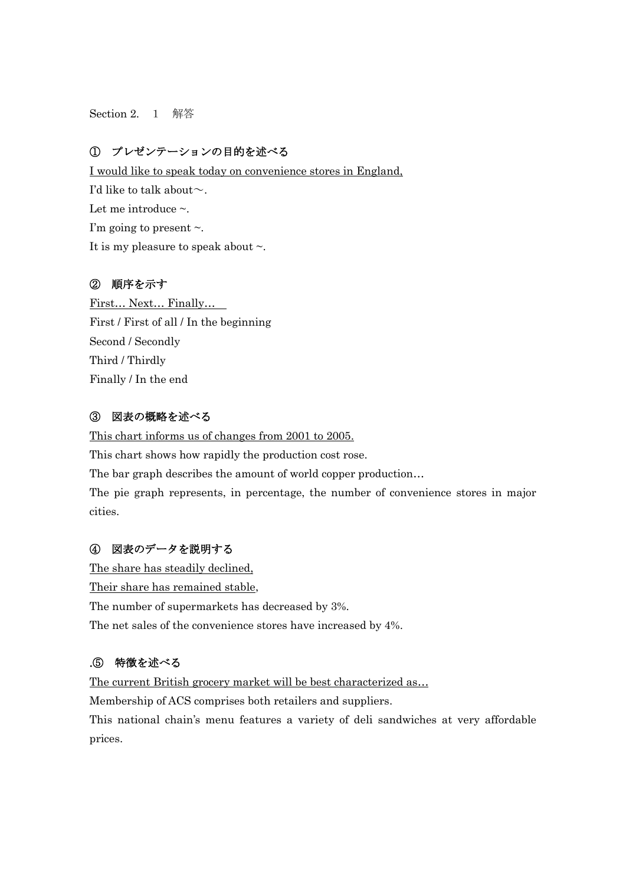Section 2.　1　解答

## ①　プレゼンテーションの目的を述べる

<u>I would like to speak today on convenience stores in England,</u>

I'd like to talk about～.

Let me introduce ~.

I'm going to present ~.

It is my pleasure to speak about ~.

## ②　順序を示す

<u>First… Next… Finally…</u>

First / First of all / In the beginning

Second / Secondly

Third / Thirdly

Finally / In the end

## ③　図表の概略を述べる

<u>This chart informs us of changes from 2001 to 2005.</u>

This chart shows how rapidly the production cost rose.

The bar graph describes the amount of world copper production…

The pie graph represents, in percentage, the number of convenience stores in major cities.

## ④　図表のデータを説明する

<u>The share has steadily declined,</u>

<u>Their share has remained stable</u>,

The number of supermarkets has decreased by 3%.

The net sales of the convenience stores have increased by 4%.

## .⑤　特徴を述べる

<u>The current British grocery market will be best characterized as…</u>

Membership of ACS comprises both retailers and suppliers.

This national chain's menu features a variety of deli sandwiches at very affordable prices.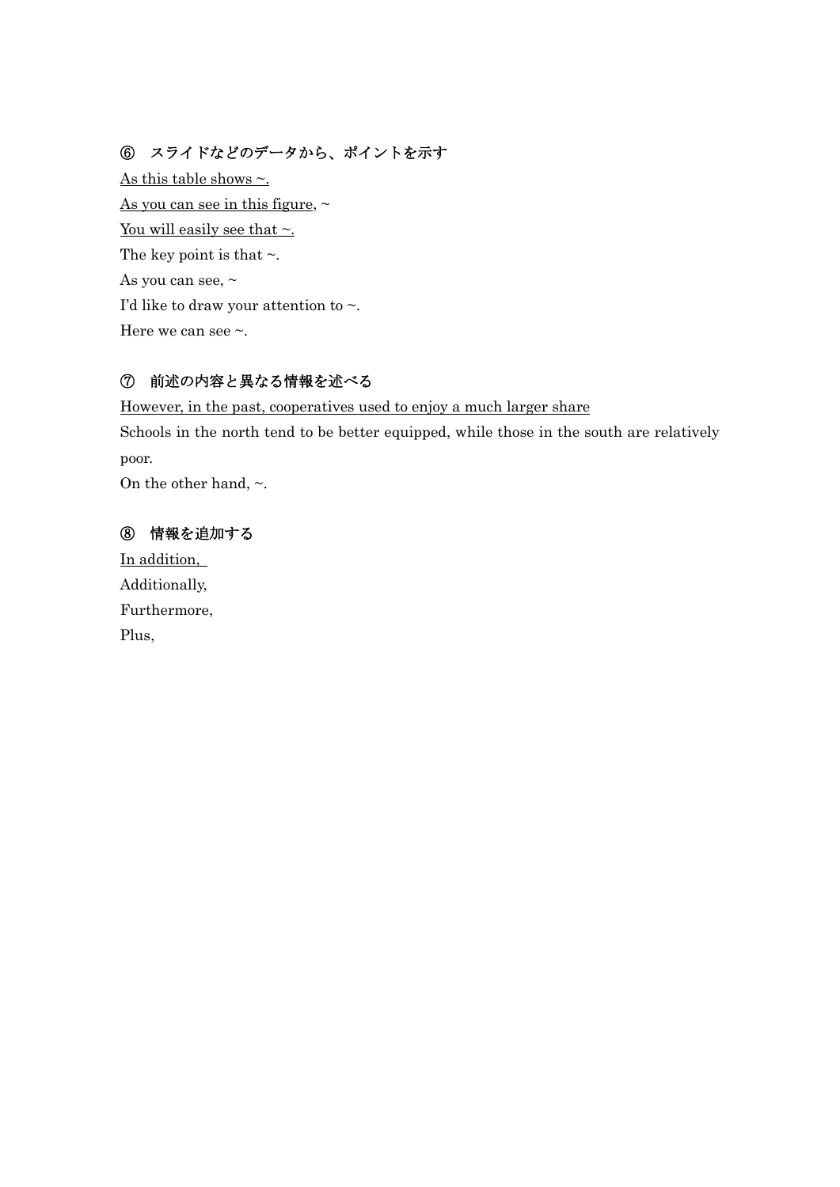### ⑥　スライドなどのデータから、ポイントを示す

<u>As this table shows ~.</u>

<u>As you can see in this figure</u>, ~

<u>You will easily see that ~.</u>

The key point is that ~.

As you can see, ~

I'd like to draw your attention to ~.

Here we can see ~.

### ⑦　前述の内容と異なる情報を述べる

<u>However, in the past, cooperatives used to enjoy a much larger share</u>

Schools in the north tend to be better equipped, while those in the south are relatively poor.

On the other hand, ~.

### ⑧　情報を追加する

<u>In addition,</u>

Additionally,

Furthermore,

Plus,